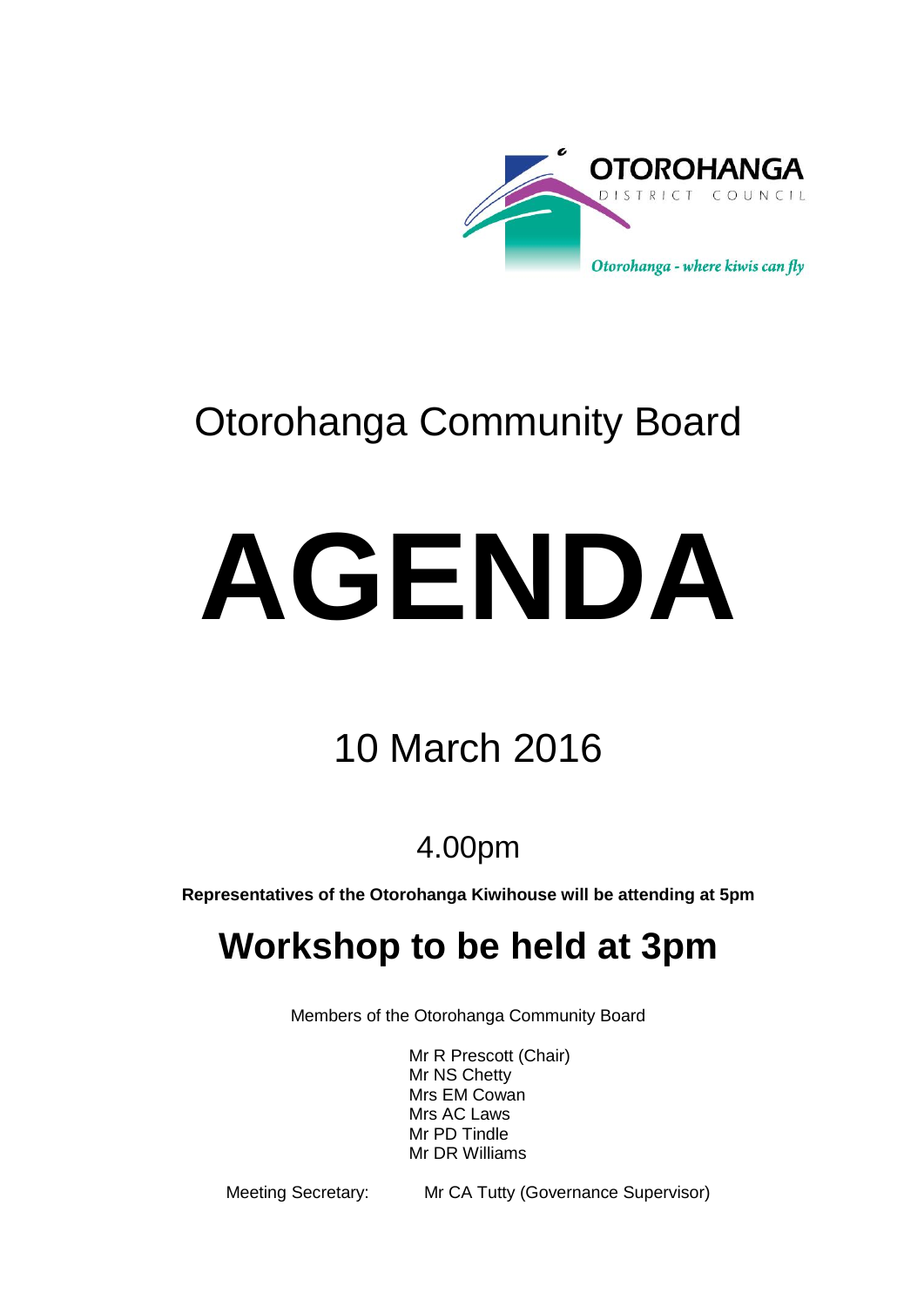OTOROHANGA DISTRICT COUNCIL

*Otorohanga - where kiwis can fly*

# Otorohanga Community Board

# AGENDA

## 10 March 2016

### 4.00pm

**Representatives of the Otorohanga Kiwihouse will be attending at 5pm**

## Workshop to be held at 3pm

Members of the Otorohanga Community Board

Mr R Prescott (Chair)
Mr NS Chetty
Mrs EM Cowan
Mrs AC Laws
Mr PD Tindle
Mr DR Williams

Meeting Secretary: Mr CA Tutty (Governance Supervisor)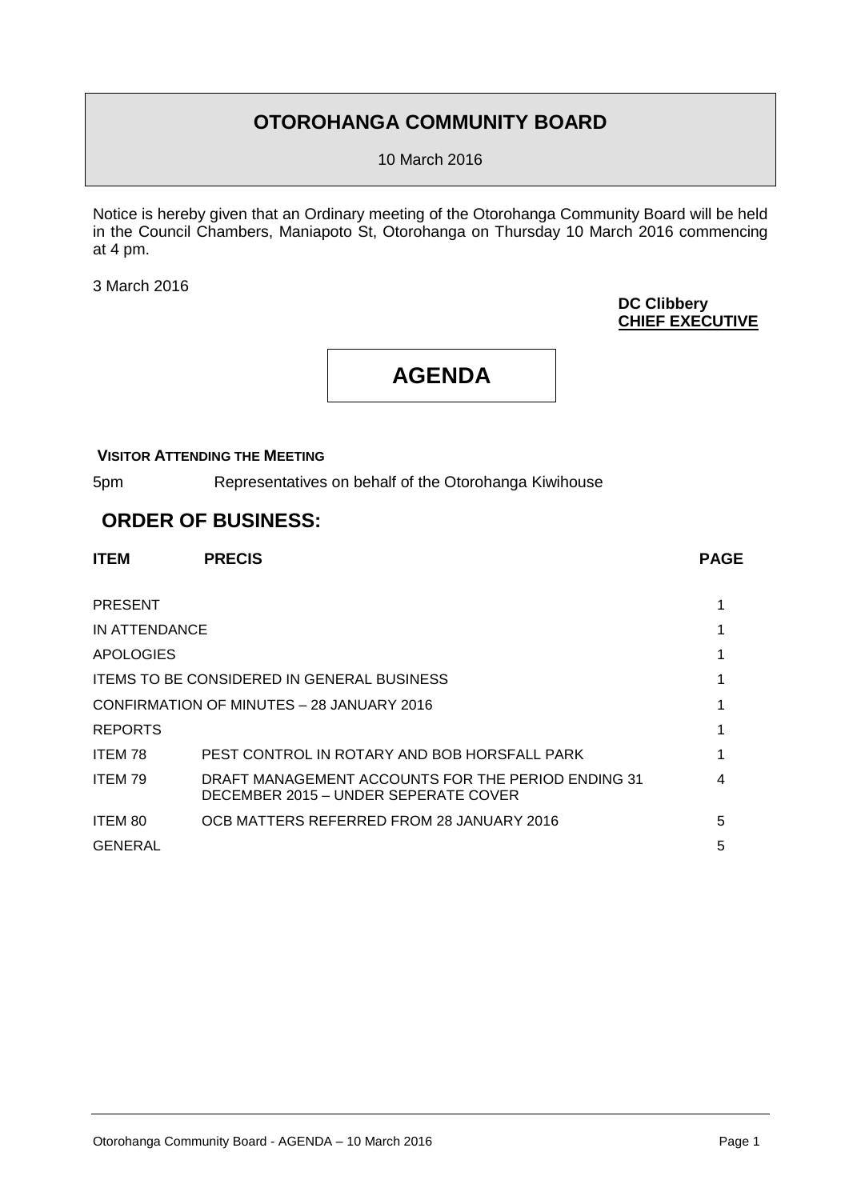# OTOROHANGA COMMUNITY BOARD

10 March 2016

Notice is hereby given that an Ordinary meeting of the Otorohanga Community Board will be held in the Council Chambers, Maniapoto St, Otorohanga on Thursday 10 March 2016 commencing at 4 pm.

3 March 2016

**DC Clibbery**
**CHIEF EXECUTIVE**

# AGENDA

**VISITOR ATTENDING THE MEETING**

5pm Representatives on behalf of the Otorohanga Kiwihouse

## ORDER OF BUSINESS:

| ITEM | PRECIS | PAGE |
|---|---|---|
| PRESENT | | 1 |
| IN ATTENDANCE | | 1 |
| APOLOGIES | | 1 |
| ITEMS TO BE CONSIDERED IN GENERAL BUSINESS | | 1 |
| CONFIRMATION OF MINUTES – 28 JANUARY 2016 | | 1 |
| REPORTS | | 1 |
| ITEM 78 | PEST CONTROL IN ROTARY AND BOB HORSFALL PARK | 1 |
| ITEM 79 | DRAFT MANAGEMENT ACCOUNTS FOR THE PERIOD ENDING 31 DECEMBER 2015 – UNDER SEPERATE COVER | 4 |
| ITEM 80 | OCB MATTERS REFERRED FROM 28 JANUARY 2016 | 5 |
| GENERAL | | 5 |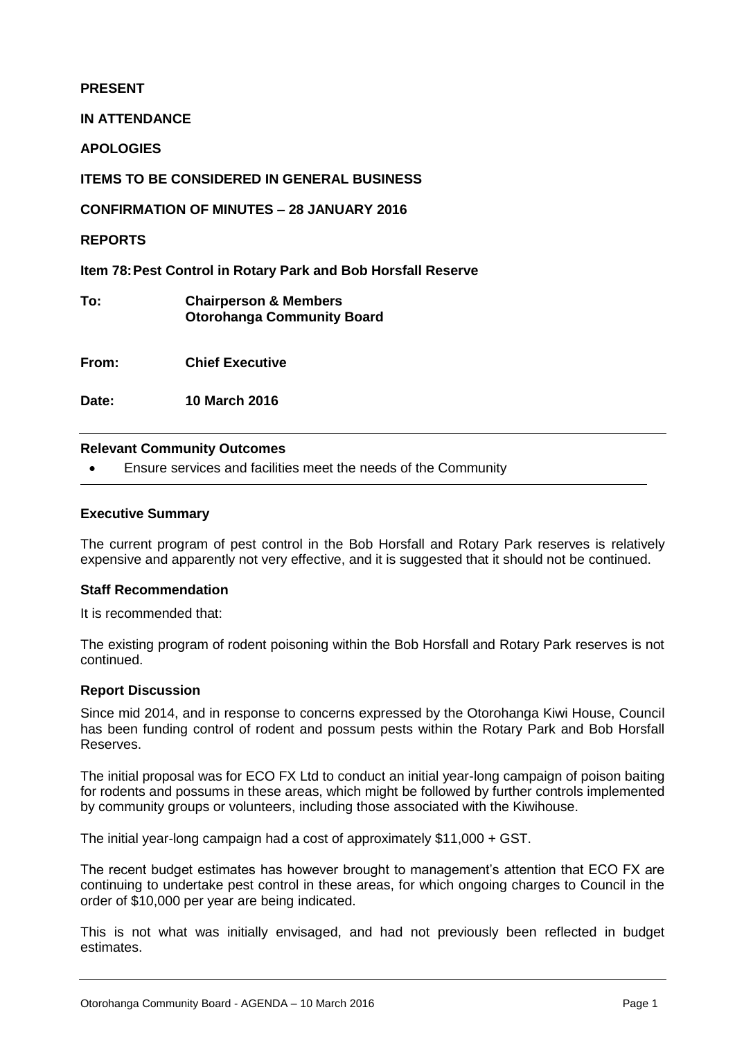**PRESENT**

**IN ATTENDANCE**

**APOLOGIES**

**ITEMS TO BE CONSIDERED IN GENERAL BUSINESS**

**CONFIRMATION OF MINUTES – 28 JANUARY 2016**

**REPORTS**

**Item 78: Pest Control in Rotary Park and Bob Horsfall Reserve**

**To:** **Chairperson & Members**
**Otorohanga Community Board**

**From:** **Chief Executive**

**Date:** **10 March 2016**

---

**Relevant Community Outcomes**

- Ensure services and facilities meet the needs of the Community

---

**Executive Summary**

The current program of pest control in the Bob Horsfall and Rotary Park reserves is relatively expensive and apparently not very effective, and it is suggested that it should not be continued.

**Staff Recommendation**

It is recommended that:

The existing program of rodent poisoning within the Bob Horsfall and Rotary Park reserves is not continued.

**Report Discussion**

Since mid 2014, and in response to concerns expressed by the Otorohanga Kiwi House, Council has been funding control of rodent and possum pests within the Rotary Park and Bob Horsfall Reserves.

The initial proposal was for ECO FX Ltd to conduct an initial year-long campaign of poison baiting for rodents and possums in these areas, which might be followed by further controls implemented by community groups or volunteers, including those associated with the Kiwihouse.

The initial year-long campaign had a cost of approximately $11,000 + GST.

The recent budget estimates has however brought to management's attention that ECO FX are continuing to undertake pest control in these areas, for which ongoing charges to Council in the order of $10,000 per year are being indicated.

This is not what was initially envisaged, and had not previously been reflected in budget estimates.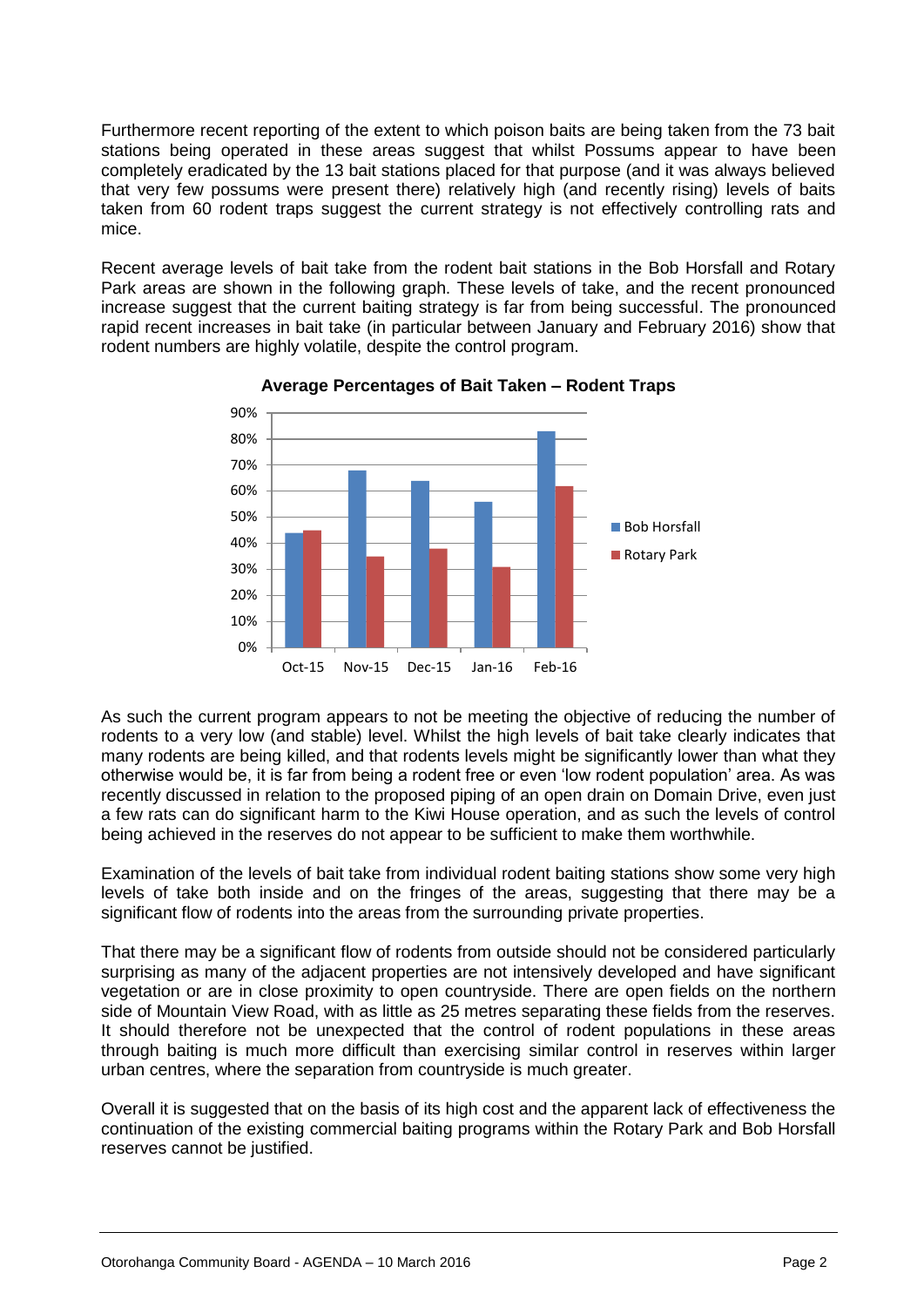Furthermore recent reporting of the extent to which poison baits are being taken from the 73 bait stations being operated in these areas suggest that whilst Possums appear to have been completely eradicated by the 13 bait stations placed for that purpose (and it was always believed that very few possums were present there) relatively high (and recently rising) levels of baits taken from 60 rodent traps suggest the current strategy is not effectively controlling rats and mice.

Recent average levels of bait take from the rodent bait stations in the Bob Horsfall and Rotary Park areas are shown in the following graph. These levels of take, and the recent pronounced increase suggest that the current baiting strategy is far from being successful. The pronounced rapid recent increases in bait take (in particular between January and February 2016) show that rodent numbers are highly volatile, despite the control program.

**Average Percentages of Bait Taken – Rodent Traps**

| | Oct-15 | Nov-15 | Dec-15 | Jan-16 | Feb-16 |
|---|---|---|---|---|---|
| Bob Horsfall | 44% | 68% | 64% | 56% | 83% |
| Rotary Park | 45% | 35% | 38% | 31% | 62% |

As such the current program appears to not be meeting the objective of reducing the number of rodents to a very low (and stable) level. Whilst the high levels of bait take clearly indicates that many rodents are being killed, and that rodents levels might be significantly lower than what they otherwise would be, it is far from being a rodent free or even 'low rodent population' area. As was recently discussed in relation to the proposed piping of an open drain on Domain Drive, even just a few rats can do significant harm to the Kiwi House operation, and as such the levels of control being achieved in the reserves do not appear to be sufficient to make them worthwhile.

Examination of the levels of bait take from individual rodent baiting stations show some very high levels of take both inside and on the fringes of the areas, suggesting that there may be a significant flow of rodents into the areas from the surrounding private properties.

That there may be a significant flow of rodents from outside should not be considered particularly surprising as many of the adjacent properties are not intensively developed and have significant vegetation or are in close proximity to open countryside. There are open fields on the northern side of Mountain View Road, with as little as 25 metres separating these fields from the reserves. It should therefore not be unexpected that the control of rodent populations in these areas through baiting is much more difficult than exercising similar control in reserves within larger urban centres, where the separation from countryside is much greater.

Overall it is suggested that on the basis of its high cost and the apparent lack of effectiveness the continuation of the existing commercial baiting programs within the Rotary Park and Bob Horsfall reserves cannot be justified.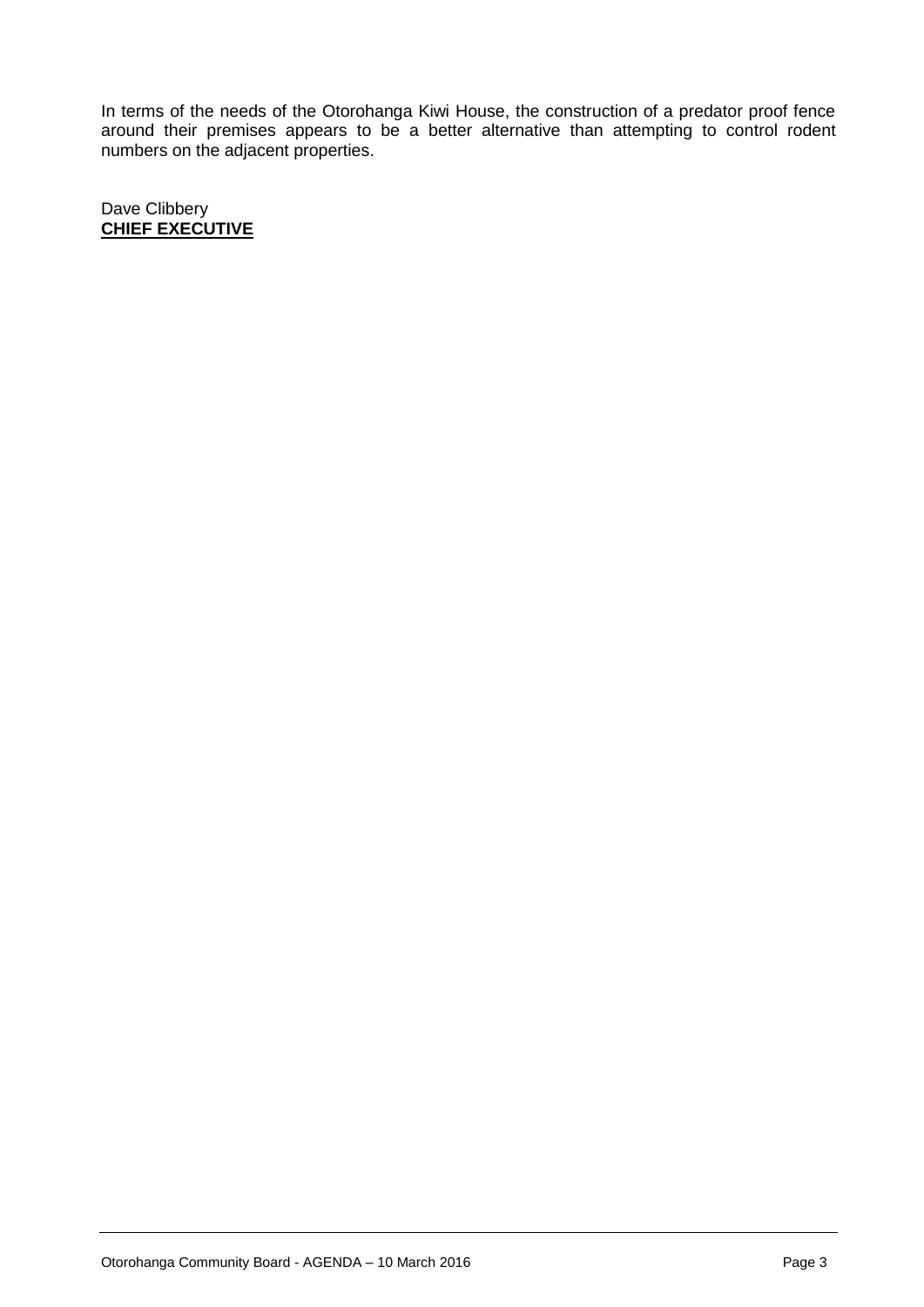In terms of the needs of the Otorohanga Kiwi House, the construction of a predator proof fence around their premises appears to be a better alternative than attempting to control rodent numbers on the adjacent properties.

Dave Clibbery
**CHIEF EXECUTIVE**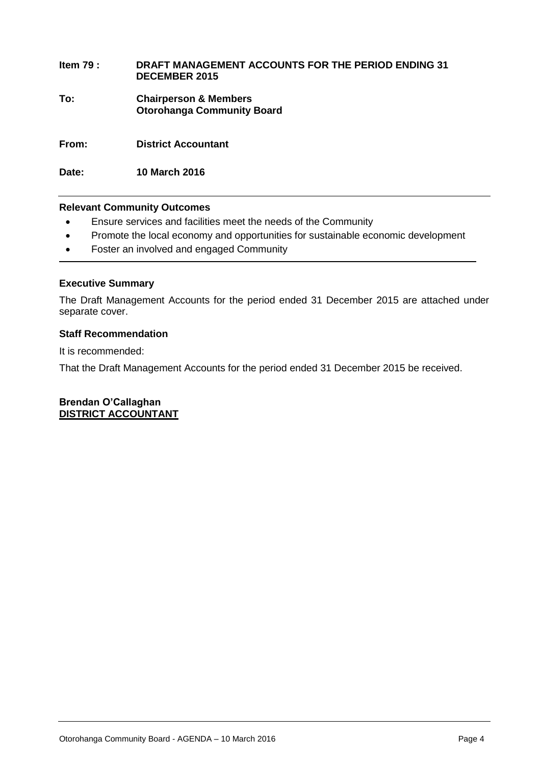**Item 79 : DRAFT MANAGEMENT ACCOUNTS FOR THE PERIOD ENDING 31 DECEMBER 2015**

**To: Chairperson & Members**
**Otorohanga Community Board**

**From: District Accountant**

**Date: 10 March 2016**

---

**Relevant Community Outcomes**

- Ensure services and facilities meet the needs of the Community
- Promote the local economy and opportunities for sustainable economic development
- Foster an involved and engaged Community

---

**Executive Summary**

The Draft Management Accounts for the period ended 31 December 2015 are attached under separate cover.

**Staff Recommendation**

It is recommended:

That the Draft Management Accounts for the period ended 31 December 2015 be received.

**Brendan O'Callaghan**
**DISTRICT ACCOUNTANT**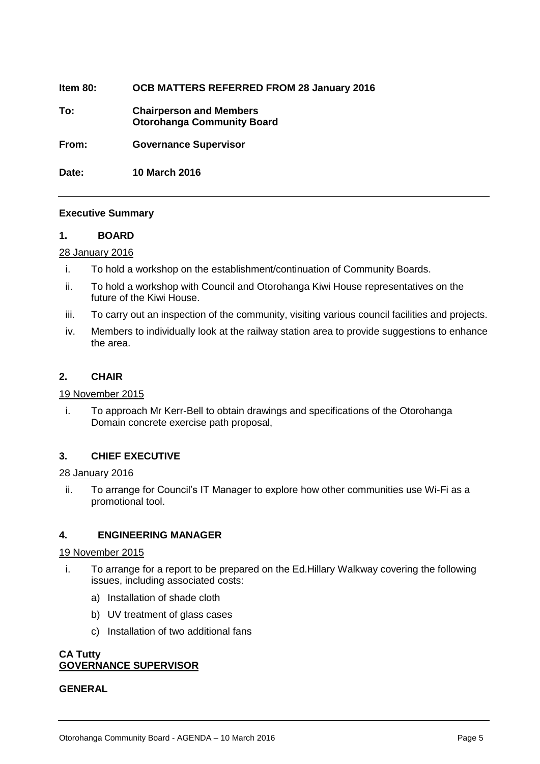**Item 80: OCB MATTERS REFERRED FROM 28 January 2016**

**To: Chairperson and Members**
**Otorohanga Community Board**

**From: Governance Supervisor**

**Date: 10 March 2016**

---

**Executive Summary**

**1. BOARD**

28 January 2016

i. To hold a workshop on the establishment/continuation of Community Boards.

ii. To hold a workshop with Council and Otorohanga Kiwi House representatives on the future of the Kiwi House.

iii. To carry out an inspection of the community, visiting various council facilities and projects.

iv. Members to individually look at the railway station area to provide suggestions to enhance the area.

**2. CHAIR**

19 November 2015

i. To approach Mr Kerr-Bell to obtain drawings and specifications of the Otorohanga Domain concrete exercise path proposal,

**3. CHIEF EXECUTIVE**

28 January 2016

ii. To arrange for Council's IT Manager to explore how other communities use Wi-Fi as a promotional tool.

**4. ENGINEERING MANAGER**

19 November 2015

i. To arrange for a report to be prepared on the Ed.Hillary Walkway covering the following issues, including associated costs:

a) Installation of shade cloth

b) UV treatment of glass cases

c) Installation of two additional fans

**CA Tutty**
**GOVERNANCE SUPERVISOR**

**GENERAL**